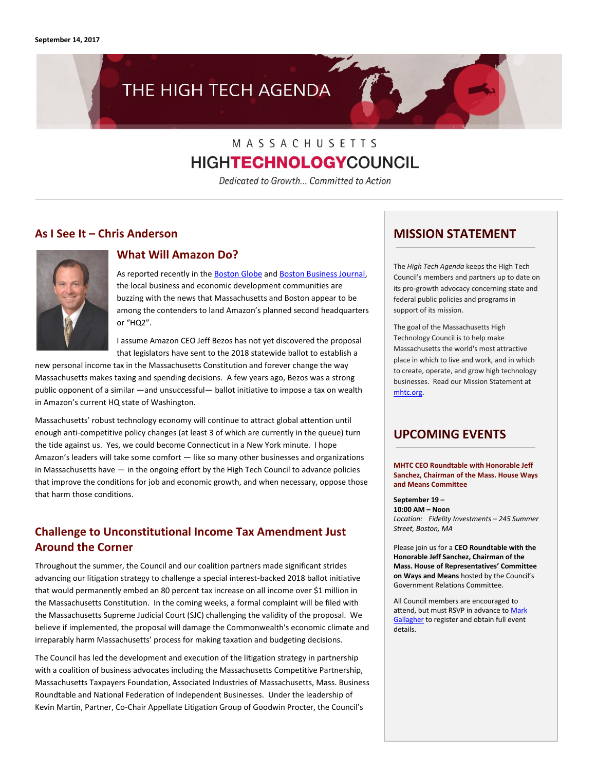September 14, 2017

# THE HIGH TECH AGENDA

MASSACHUSETTS
**HIGHTECHNOLOGYCOUNCIL**

*Dedicated to Growth... Committed to Action*

## As I See It – Chris Anderson

### What Will Amazon Do?

As reported recently in the Boston Globe and Boston Business Journal, the local business and economic development communities are buzzing with the news that Massachusetts and Boston appear to be among the contenders to land Amazon's planned second headquarters or "HQ2".

I assume Amazon CEO Jeff Bezos has not yet discovered the proposal that legislators have sent to the 2018 statewide ballot to establish a new personal income tax in the Massachusetts Constitution and forever change the way Massachusetts makes taxing and spending decisions. A few years ago, Bezos was a strong public opponent of a similar —and unsuccessful— ballot initiative to impose a tax on wealth in Amazon's current HQ state of Washington.

Massachusetts' robust technology economy will continue to attract global attention until enough anti-competitive policy changes (at least 3 of which are currently in the queue) turn the tide against us. Yes, we could become Connecticut in a New York minute. I hope Amazon's leaders will take some comfort — like so many other businesses and organizations in Massachusetts have — in the ongoing effort by the High Tech Council to advance policies that improve the conditions for job and economic growth, and when necessary, oppose those that harm those conditions.

## Challenge to Unconstitutional Income Tax Amendment Just Around the Corner

Throughout the summer, the Council and our coalition partners made significant strides advancing our litigation strategy to challenge a special interest-backed 2018 ballot initiative that would permanently embed an 80 percent tax increase on all income over $1 million in the Massachusetts Constitution. In the coming weeks, a formal complaint will be filed with the Massachusetts Supreme Judicial Court (SJC) challenging the validity of the proposal. We believe if implemented, the proposal will damage the Commonwealth's economic climate and irreparably harm Massachusetts' process for making taxation and budgeting decisions.

The Council has led the development and execution of the litigation strategy in partnership with a coalition of business advocates including the Massachusetts Competitive Partnership, Massachusetts Taxpayers Foundation, Associated Industries of Massachusetts, Mass. Business Roundtable and National Federation of Independent Businesses. Under the leadership of Kevin Martin, Partner, Co-Chair Appellate Litigation Group of Goodwin Procter, the Council's

## MISSION STATEMENT

The *High Tech Agenda* keeps the High Tech Council's members and partners up to date on its pro-growth advocacy concerning state and federal public policies and programs in support of its mission.

The goal of the Massachusetts High Technology Council is to help make Massachusetts the world's most attractive place in which to live and work, and in which to create, operate, and grow high technology businesses. Read our Mission Statement at mhtc.org.

## UPCOMING EVENTS

**MHTC CEO Roundtable with Honorable Jeff Sanchez, Chairman of the Mass. House Ways and Means Committee**

**September 19 –**
**10:00 AM – Noon**
*Location: Fidelity Investments – 245 Summer Street, Boston, MA*

Please join us for a **CEO Roundtable with the Honorable Jeff Sanchez, Chairman of the Mass. House of Representatives' Committee on Ways and Means** hosted by the Council's Government Relations Committee.

All Council members are encouraged to attend, but must RSVP in advance to Mark Gallagher to register and obtain full event details.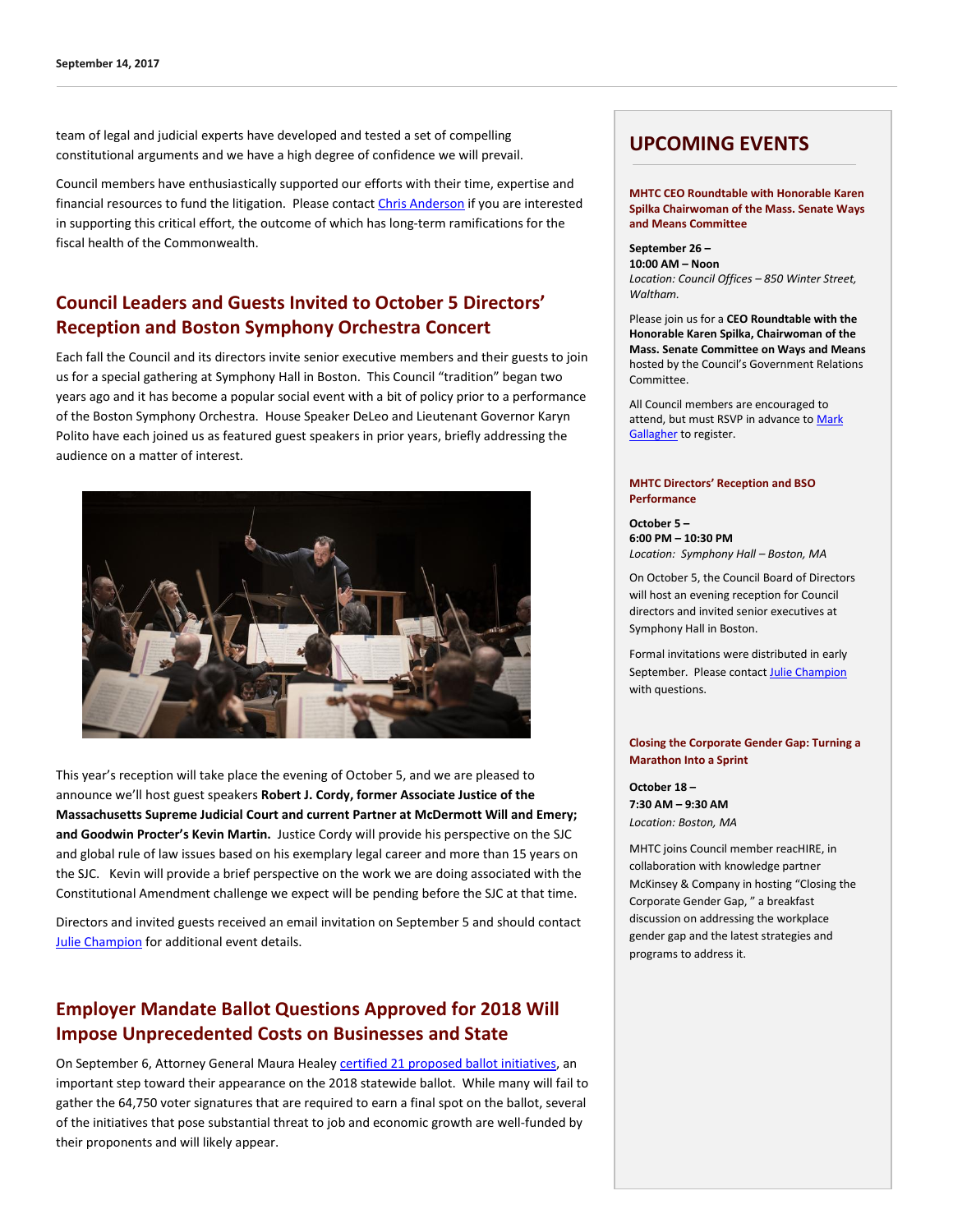team of legal and judicial experts have developed and tested a set of compelling constitutional arguments and we have a high degree of confidence we will prevail.

Council members have enthusiastically supported our efforts with their time, expertise and financial resources to fund the litigation. Please contact [Chris Anderson] if you are interested in supporting this critical effort, the outcome of which has long-term ramifications for the fiscal health of the Commonwealth.

## Council Leaders and Guests Invited to October 5 Directors' Reception and Boston Symphony Orchestra Concert

Each fall the Council and its directors invite senior executive members and their guests to join us for a special gathering at Symphony Hall in Boston. This Council "tradition" began two years ago and it has become a popular social event with a bit of policy prior to a performance of the Boston Symphony Orchestra. House Speaker DeLeo and Lieutenant Governor Karyn Polito have each joined us as featured guest speakers in prior years, briefly addressing the audience on a matter of interest.

This year's reception will take place the evening of October 5, and we are pleased to announce we'll host guest speakers **Robert J. Cordy, former Associate Justice of the Massachusetts Supreme Judicial Court and current Partner at McDermott Will and Emery; and Goodwin Procter's Kevin Martin.** Justice Cordy will provide his perspective on the SJC and global rule of law issues based on his exemplary legal career and more than 15 years on the SJC. Kevin will provide a brief perspective on the work we are doing associated with the Constitutional Amendment challenge we expect will be pending before the SJC at that time.

Directors and invited guests received an email invitation on September 5 and should contact [Julie Champion] for additional event details.

## Employer Mandate Ballot Questions Approved for 2018 Will Impose Unprecedented Costs on Businesses and State

On September 6, Attorney General Maura Healey [certified 21 proposed ballot initiatives], an important step toward their appearance on the 2018 statewide ballot. While many will fail to gather the 64,750 voter signatures that are required to earn a final spot on the ballot, several of the initiatives that pose substantial threat to job and economic growth are well-funded by their proponents and will likely appear.

## UPCOMING EVENTS

**MHTC CEO Roundtable with Honorable Karen Spilka Chairwoman of the Mass. Senate Ways and Means Committee**

**September 26 –**
**10:00 AM – Noon**
*Location: Council Offices – 850 Winter Street, Waltham.*

Please join us for a **CEO Roundtable with the Honorable Karen Spilka, Chairwoman of the Mass. Senate Committee on Ways and Means** hosted by the Council's Government Relations Committee.

All Council members are encouraged to attend, but must RSVP in advance to [Mark Gallagher] to register.

**MHTC Directors' Reception and BSO Performance**

**October 5 –**
**6:00 PM – 10:30 PM**
*Location: Symphony Hall – Boston, MA*

On October 5, the Council Board of Directors will host an evening reception for Council directors and invited senior executives at Symphony Hall in Boston.

Formal invitations were distributed in early September. Please contact [Julie Champion] with questions.

**Closing the Corporate Gender Gap: Turning a Marathon Into a Sprint**

**October 18 –**
**7:30 AM – 9:30 AM**
*Location: Boston, MA*

MHTC joins Council member reacHIRE, in collaboration with knowledge partner McKinsey & Company in hosting "Closing the Corporate Gender Gap, " a breakfast discussion on addressing the workplace gender gap and the latest strategies and programs to address it.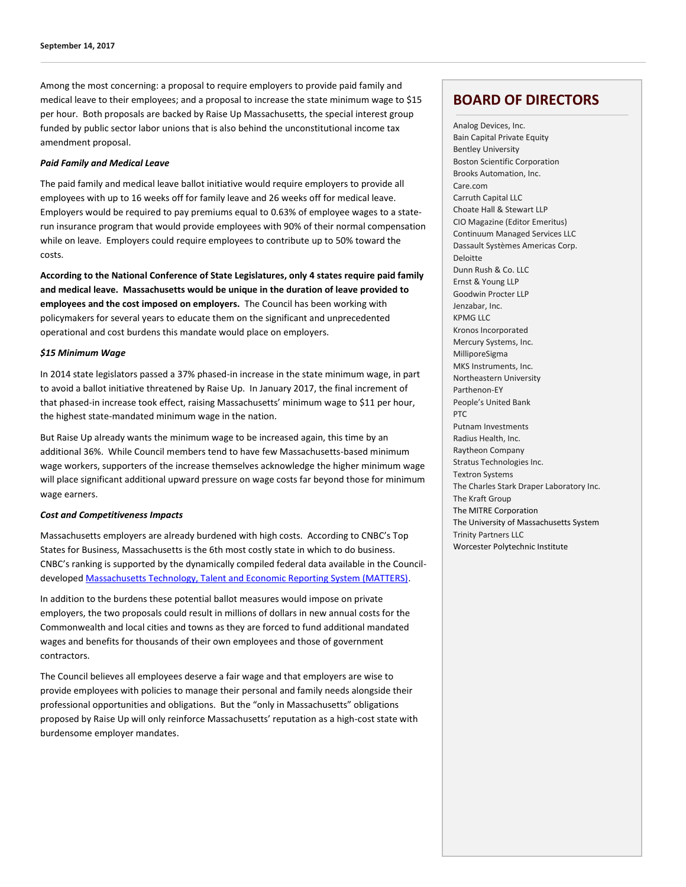Among the most concerning: a proposal to require employers to provide paid family and medical leave to their employees; and a proposal to increase the state minimum wage to $15 per hour. Both proposals are backed by Raise Up Massachusetts, the special interest group funded by public sector labor unions that is also behind the unconstitutional income tax amendment proposal.

***Paid Family and Medical Leave***

The paid family and medical leave ballot initiative would require employers to provide all employees with up to 16 weeks off for family leave and 26 weeks off for medical leave. Employers would be required to pay premiums equal to 0.63% of employee wages to a state-run insurance program that would provide employees with 90% of their normal compensation while on leave. Employers could require employees to contribute up to 50% toward the costs.

**According to the National Conference of State Legislatures, only 4 states require paid family and medical leave. Massachusetts would be unique in the duration of leave provided to employees and the cost imposed on employers.** The Council has been working with policymakers for several years to educate them on the significant and unprecedented operational and cost burdens this mandate would place on employers.

***$15 Minimum Wage***

In 2014 state legislators passed a 37% phased-in increase in the state minimum wage, in part to avoid a ballot initiative threatened by Raise Up. In January 2017, the final increment of that phased-in increase took effect, raising Massachusetts' minimum wage to $11 per hour, the highest state-mandated minimum wage in the nation.

But Raise Up already wants the minimum wage to be increased again, this time by an additional 36%. While Council members tend to have few Massachusetts-based minimum wage workers, supporters of the increase themselves acknowledge the higher minimum wage will place significant additional upward pressure on wage costs far beyond those for minimum wage earners.

***Cost and Competitiveness Impacts***

Massachusetts employers are already burdened with high costs. According to CNBC's Top States for Business, Massachusetts is the 6th most costly state in which to do business. CNBC's ranking is supported by the dynamically compiled federal data available in the Council-developed [Massachusetts Technology, Talent and Economic Reporting System (MATTERS)].

In addition to the burdens these potential ballot measures would impose on private employers, the two proposals could result in millions of dollars in new annual costs for the Commonwealth and local cities and towns as they are forced to fund additional mandated wages and benefits for thousands of their own employees and those of government contractors.

The Council believes all employees deserve a fair wage and that employers are wise to provide employees with policies to manage their personal and family needs alongside their professional opportunities and obligations. But the "only in Massachusetts" obligations proposed by Raise Up will only reinforce Massachusetts' reputation as a high-cost state with burdensome employer mandates.

## BOARD OF DIRECTORS

Analog Devices, Inc.
Bain Capital Private Equity
Bentley University
Boston Scientific Corporation
Brooks Automation, Inc.
Care.com
Carruth Capital LLC
Choate Hall & Stewart LLP
CIO Magazine (Editor Emeritus)
Continuum Managed Services LLC
Dassault Systèmes Americas Corp.
Deloitte
Dunn Rush & Co. LLC
Ernst & Young LLP
Goodwin Procter LLP
Jenzabar, Inc.
KPMG LLC
Kronos Incorporated
Mercury Systems, Inc.
MilliporeSigma
MKS Instruments, Inc.
Northeastern University
Parthenon-EY
People's United Bank
PTC
Putnam Investments
Radius Health, Inc.
Raytheon Company
Stratus Technologies Inc.
Textron Systems
The Charles Stark Draper Laboratory Inc.
The Kraft Group
The MITRE Corporation
The University of Massachusetts System
Trinity Partners LLC
Worcester Polytechnic Institute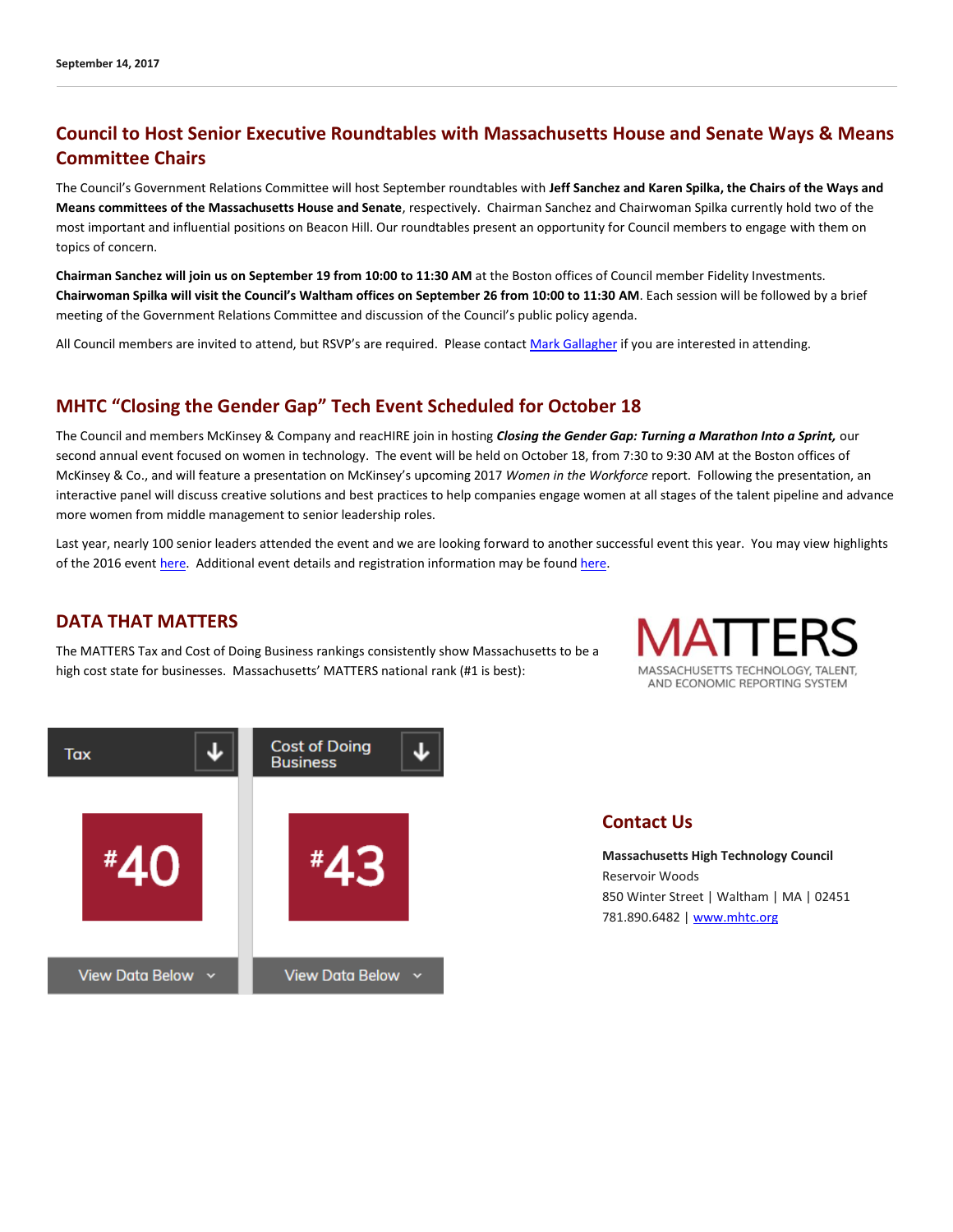September 14, 2017

## Council to Host Senior Executive Roundtables with Massachusetts House and Senate Ways & Means Committee Chairs

The Council's Government Relations Committee will host September roundtables with **Jeff Sanchez and Karen Spilka, the Chairs of the Ways and Means committees of the Massachusetts House and Senate**, respectively. Chairman Sanchez and Chairwoman Spilka currently hold two of the most important and influential positions on Beacon Hill. Our roundtables present an opportunity for Council members to engage with them on topics of concern.

**Chairman Sanchez will join us on September 19 from 10:00 to 11:30 AM** at the Boston offices of Council member Fidelity Investments. **Chairwoman Spilka will visit the Council's Waltham offices on September 26 from 10:00 to 11:30 AM**. Each session will be followed by a brief meeting of the Government Relations Committee and discussion of the Council's public policy agenda.

All Council members are invited to attend, but RSVP's are required. Please contact Mark Gallagher if you are interested in attending.

## MHTC "Closing the Gender Gap" Tech Event Scheduled for October 18

The Council and members McKinsey & Company and reacHIRE join in hosting ***Closing the Gender Gap: Turning a Marathon Into a Sprint,*** our second annual event focused on women in technology. The event will be held on October 18, from 7:30 to 9:30 AM at the Boston offices of McKinsey & Co., and will feature a presentation on McKinsey's upcoming 2017 *Women in the Workforce* report. Following the presentation, an interactive panel will discuss creative solutions and best practices to help companies engage women at all stages of the talent pipeline and advance more women from middle management to senior leadership roles.

Last year, nearly 100 senior leaders attended the event and we are looking forward to another successful event this year. You may view highlights of the 2016 event here. Additional event details and registration information may be found here.

## DATA THAT MATTERS

The MATTERS Tax and Cost of Doing Business rankings consistently show Massachusetts to be a high cost state for businesses. Massachusetts' MATTERS national rank (#1 is best):

MATTERS
MASSACHUSETTS TECHNOLOGY, TALENT, AND ECONOMIC REPORTING SYSTEM

Tax
#40
View Data Below

Cost of Doing Business
#43
View Data Below

## Contact Us

**Massachusetts High Technology Council**
Reservoir Woods
850 Winter Street | Waltham | MA | 02451
781.890.6482 | www.mhtc.org